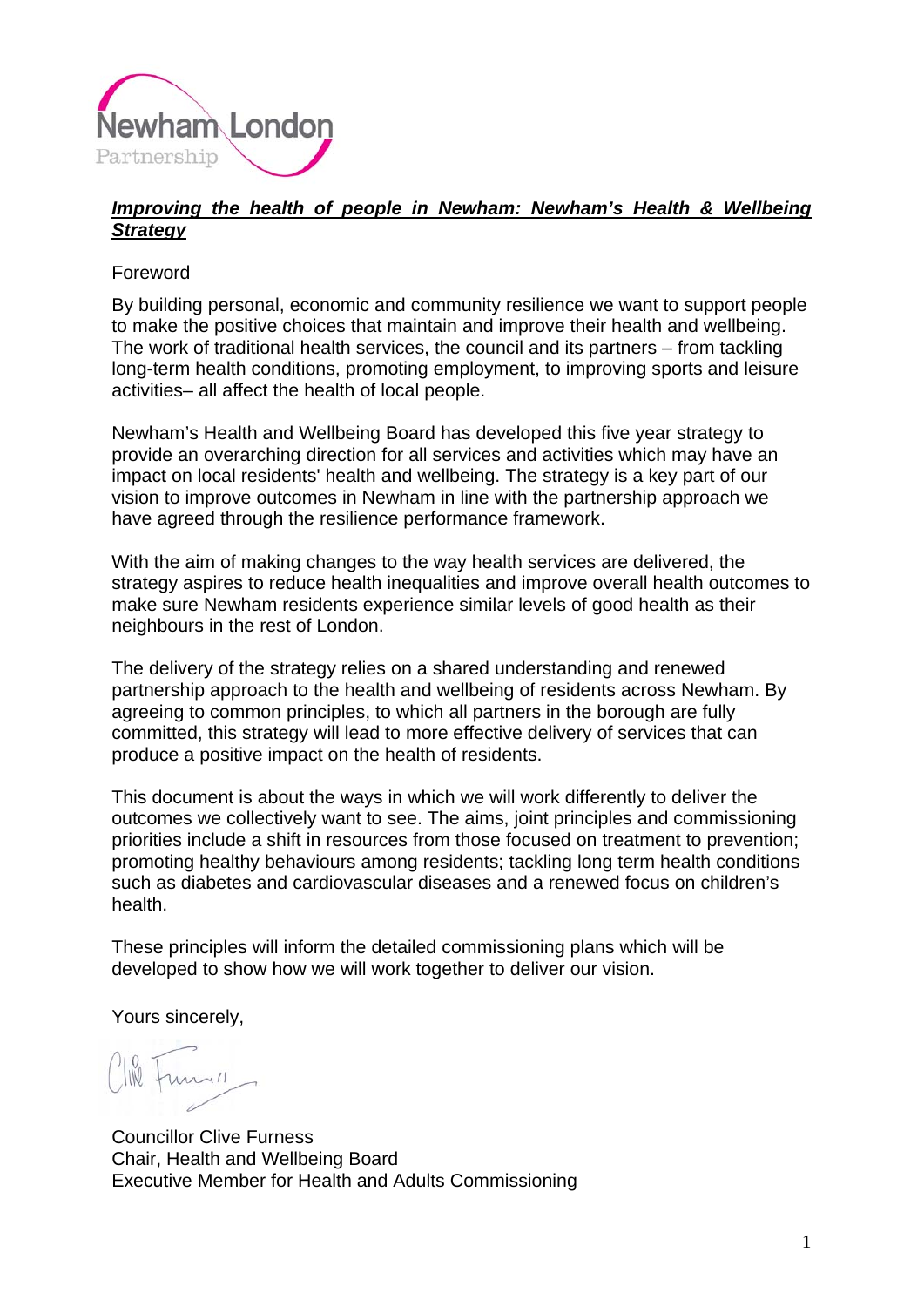Newham London Partnership

# ***Improving the health of people in Newham: Newham's Health & Wellbeing Strategy***

Foreword

By building personal, economic and community resilience we want to support people to make the positive choices that maintain and improve their health and wellbeing. The work of traditional health services, the council and its partners – from tackling long-term health conditions, promoting employment, to improving sports and leisure activities– all affect the health of local people.

Newham's Health and Wellbeing Board has developed this five year strategy to provide an overarching direction for all services and activities which may have an impact on local residents' health and wellbeing. The strategy is a key part of our vision to improve outcomes in Newham in line with the partnership approach we have agreed through the resilience performance framework.

With the aim of making changes to the way health services are delivered, the strategy aspires to reduce health inequalities and improve overall health outcomes to make sure Newham residents experience similar levels of good health as their neighbours in the rest of London.

The delivery of the strategy relies on a shared understanding and renewed partnership approach to the health and wellbeing of residents across Newham. By agreeing to common principles, to which all partners in the borough are fully committed, this strategy will lead to more effective delivery of services that can produce a positive impact on the health of residents.

This document is about the ways in which we will work differently to deliver the outcomes we collectively want to see. The aims, joint principles and commissioning priorities include a shift in resources from those focused on treatment to prevention; promoting healthy behaviours among residents; tackling long term health conditions such as diabetes and cardiovascular diseases and a renewed focus on children's health.

These principles will inform the detailed commissioning plans which will be developed to show how we will work together to deliver our vision.

Yours sincerely,

Councillor Clive Furness
Chair, Health and Wellbeing Board
Executive Member for Health and Adults Commissioning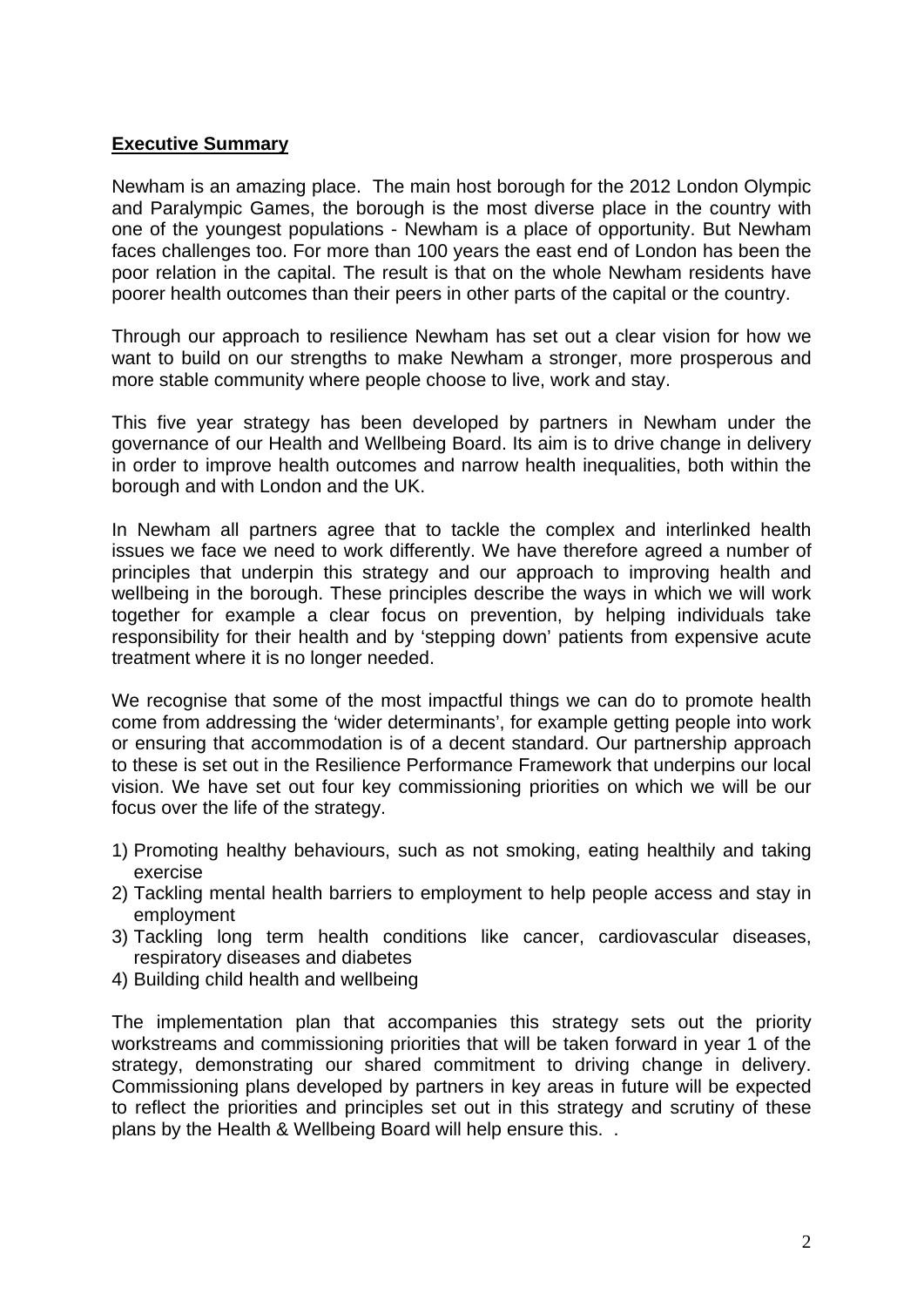## **Executive Summary**

Newham is an amazing place. The main host borough for the 2012 London Olympic and Paralympic Games, the borough is the most diverse place in the country with one of the youngest populations - Newham is a place of opportunity. But Newham faces challenges too. For more than 100 years the east end of London has been the poor relation in the capital. The result is that on the whole Newham residents have poorer health outcomes than their peers in other parts of the capital or the country.

Through our approach to resilience Newham has set out a clear vision for how we want to build on our strengths to make Newham a stronger, more prosperous and more stable community where people choose to live, work and stay.

This five year strategy has been developed by partners in Newham under the governance of our Health and Wellbeing Board. Its aim is to drive change in delivery in order to improve health outcomes and narrow health inequalities, both within the borough and with London and the UK.

In Newham all partners agree that to tackle the complex and interlinked health issues we face we need to work differently. We have therefore agreed a number of principles that underpin this strategy and our approach to improving health and wellbeing in the borough. These principles describe the ways in which we will work together for example a clear focus on prevention, by helping individuals take responsibility for their health and by 'stepping down' patients from expensive acute treatment where it is no longer needed.

We recognise that some of the most impactful things we can do to promote health come from addressing the 'wider determinants', for example getting people into work or ensuring that accommodation is of a decent standard. Our partnership approach to these is set out in the Resilience Performance Framework that underpins our local vision. We have set out four key commissioning priorities on which we will be our focus over the life of the strategy.

1) Promoting healthy behaviours, such as not smoking, eating healthily and taking exercise
2) Tackling mental health barriers to employment to help people access and stay in employment
3) Tackling long term health conditions like cancer, cardiovascular diseases, respiratory diseases and diabetes
4) Building child health and wellbeing

The implementation plan that accompanies this strategy sets out the priority workstreams and commissioning priorities that will be taken forward in year 1 of the strategy, demonstrating our shared commitment to driving change in delivery. Commissioning plans developed by partners in key areas in future will be expected to reflect the priorities and principles set out in this strategy and scrutiny of these plans by the Health & Wellbeing Board will help ensure this. .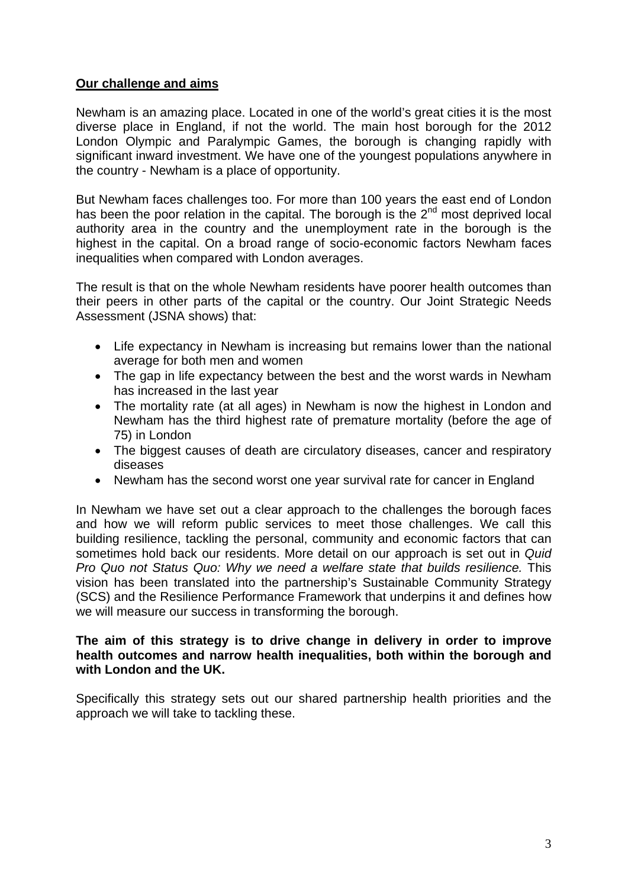## Our challenge and aims

Newham is an amazing place. Located in one of the world's great cities it is the most diverse place in England, if not the world. The main host borough for the 2012 London Olympic and Paralympic Games, the borough is changing rapidly with significant inward investment. We have one of the youngest populations anywhere in the country - Newham is a place of opportunity.

But Newham faces challenges too. For more than 100 years the east end of London has been the poor relation in the capital. The borough is the 2nd most deprived local authority area in the country and the unemployment rate in the borough is the highest in the capital. On a broad range of socio-economic factors Newham faces inequalities when compared with London averages.

The result is that on the whole Newham residents have poorer health outcomes than their peers in other parts of the capital or the country. Our Joint Strategic Needs Assessment (JSNA shows) that:

- Life expectancy in Newham is increasing but remains lower than the national average for both men and women
- The gap in life expectancy between the best and the worst wards in Newham has increased in the last year
- The mortality rate (at all ages) in Newham is now the highest in London and Newham has the third highest rate of premature mortality (before the age of 75) in London
- The biggest causes of death are circulatory diseases, cancer and respiratory diseases
- Newham has the second worst one year survival rate for cancer in England

In Newham we have set out a clear approach to the challenges the borough faces and how we will reform public services to meet those challenges. We call this building resilience, tackling the personal, community and economic factors that can sometimes hold back our residents. More detail on our approach is set out in *Quid Pro Quo not Status Quo: Why we need a welfare state that builds resilience.* This vision has been translated into the partnership's Sustainable Community Strategy (SCS) and the Resilience Performance Framework that underpins it and defines how we will measure our success in transforming the borough.

**The aim of this strategy is to drive change in delivery in order to improve health outcomes and narrow health inequalities, both within the borough and with London and the UK.**

Specifically this strategy sets out our shared partnership health priorities and the approach we will take to tackling these.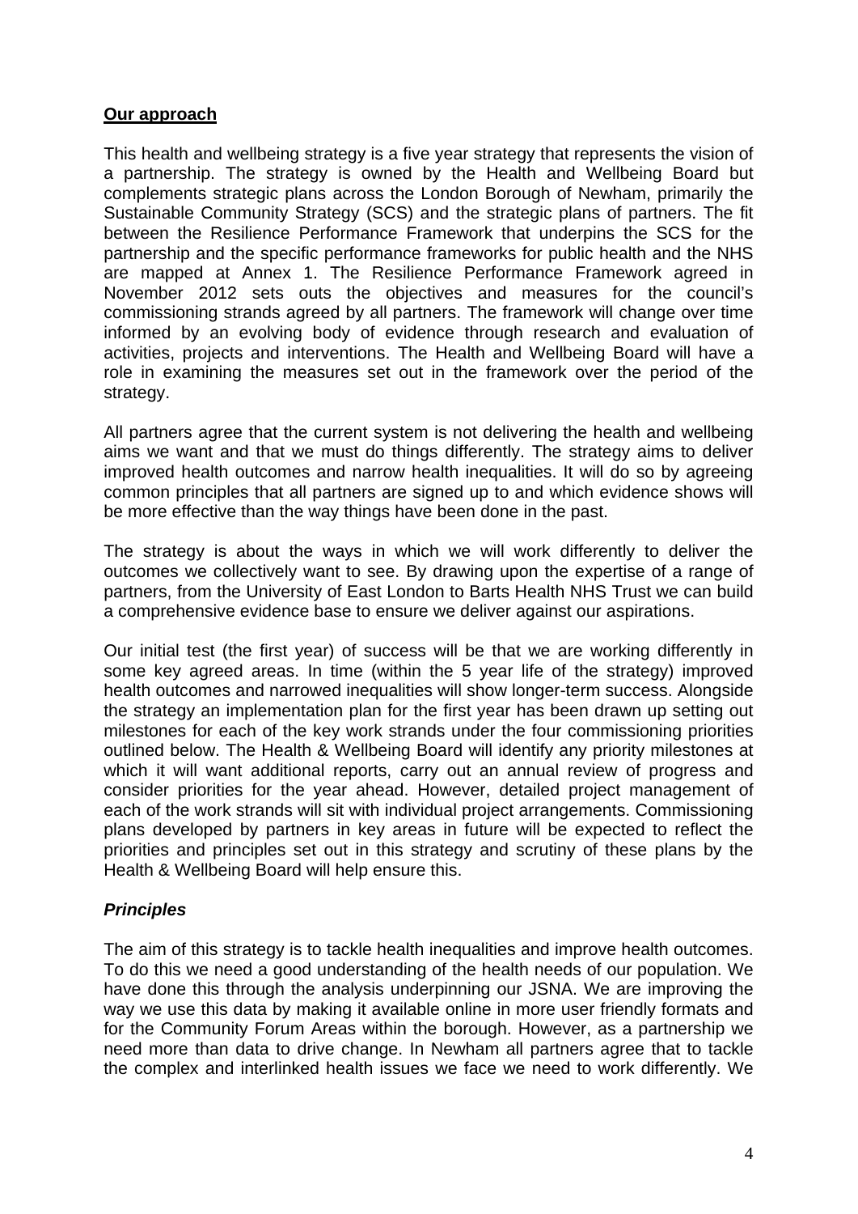## **Our approach**

This health and wellbeing strategy is a five year strategy that represents the vision of a partnership. The strategy is owned by the Health and Wellbeing Board but complements strategic plans across the London Borough of Newham, primarily the Sustainable Community Strategy (SCS) and the strategic plans of partners. The fit between the Resilience Performance Framework that underpins the SCS for the partnership and the specific performance frameworks for public health and the NHS are mapped at Annex 1. The Resilience Performance Framework agreed in November 2012 sets outs the objectives and measures for the council's commissioning strands agreed by all partners. The framework will change over time informed by an evolving body of evidence through research and evaluation of activities, projects and interventions. The Health and Wellbeing Board will have a role in examining the measures set out in the framework over the period of the strategy.

All partners agree that the current system is not delivering the health and wellbeing aims we want and that we must do things differently. The strategy aims to deliver improved health outcomes and narrow health inequalities. It will do so by agreeing common principles that all partners are signed up to and which evidence shows will be more effective than the way things have been done in the past.

The strategy is about the ways in which we will work differently to deliver the outcomes we collectively want to see. By drawing upon the expertise of a range of partners, from the University of East London to Barts Health NHS Trust we can build a comprehensive evidence base to ensure we deliver against our aspirations.

Our initial test (the first year) of success will be that we are working differently in some key agreed areas. In time (within the 5 year life of the strategy) improved health outcomes and narrowed inequalities will show longer-term success. Alongside the strategy an implementation plan for the first year has been drawn up setting out milestones for each of the key work strands under the four commissioning priorities outlined below. The Health & Wellbeing Board will identify any priority milestones at which it will want additional reports, carry out an annual review of progress and consider priorities for the year ahead. However, detailed project management of each of the work strands will sit with individual project arrangements. Commissioning plans developed by partners in key areas in future will be expected to reflect the priorities and principles set out in this strategy and scrutiny of these plans by the Health & Wellbeing Board will help ensure this.

### ***Principles***

The aim of this strategy is to tackle health inequalities and improve health outcomes. To do this we need a good understanding of the health needs of our population. We have done this through the analysis underpinning our JSNA. We are improving the way we use this data by making it available online in more user friendly formats and for the Community Forum Areas within the borough. However, as a partnership we need more than data to drive change. In Newham all partners agree that to tackle the complex and interlinked health issues we face we need to work differently. We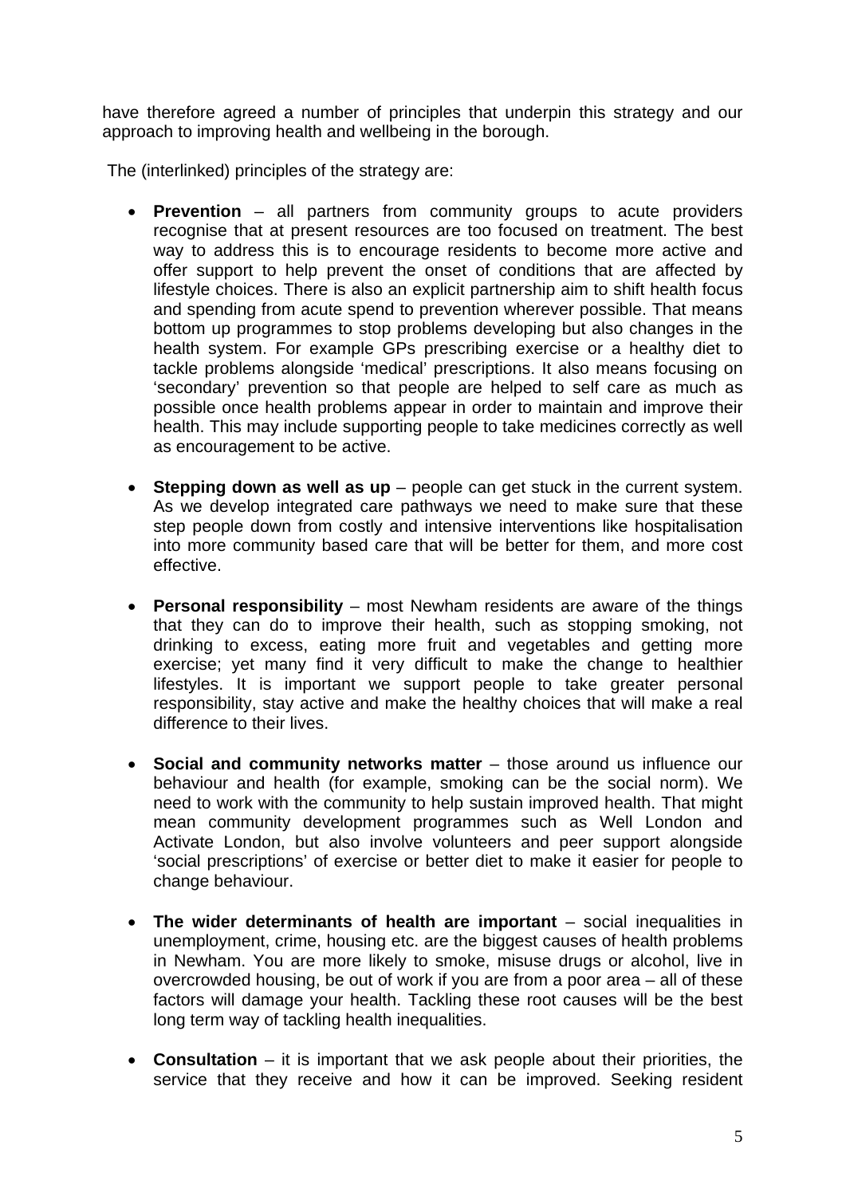have therefore agreed a number of principles that underpin this strategy and our approach to improving health and wellbeing in the borough.

The (interlinked) principles of the strategy are:

- **Prevention** – all partners from community groups to acute providers recognise that at present resources are too focused on treatment. The best way to address this is to encourage residents to become more active and offer support to help prevent the onset of conditions that are affected by lifestyle choices. There is also an explicit partnership aim to shift health focus and spending from acute spend to prevention wherever possible. That means bottom up programmes to stop problems developing but also changes in the health system. For example GPs prescribing exercise or a healthy diet to tackle problems alongside 'medical' prescriptions. It also means focusing on 'secondary' prevention so that people are helped to self care as much as possible once health problems appear in order to maintain and improve their health. This may include supporting people to take medicines correctly as well as encouragement to be active.

- **Stepping down as well as up** – people can get stuck in the current system. As we develop integrated care pathways we need to make sure that these step people down from costly and intensive interventions like hospitalisation into more community based care that will be better for them, and more cost effective.

- **Personal responsibility** – most Newham residents are aware of the things that they can do to improve their health, such as stopping smoking, not drinking to excess, eating more fruit and vegetables and getting more exercise; yet many find it very difficult to make the change to healthier lifestyles. It is important we support people to take greater personal responsibility, stay active and make the healthy choices that will make a real difference to their lives.

- **Social and community networks matter** – those around us influence our behaviour and health (for example, smoking can be the social norm). We need to work with the community to help sustain improved health. That might mean community development programmes such as Well London and Activate London, but also involve volunteers and peer support alongside 'social prescriptions' of exercise or better diet to make it easier for people to change behaviour.

- **The wider determinants of health are important** – social inequalities in unemployment, crime, housing etc. are the biggest causes of health problems in Newham. You are more likely to smoke, misuse drugs or alcohol, live in overcrowded housing, be out of work if you are from a poor area – all of these factors will damage your health. Tackling these root causes will be the best long term way of tackling health inequalities.

- **Consultation** – it is important that we ask people about their priorities, the service that they receive and how it can be improved. Seeking resident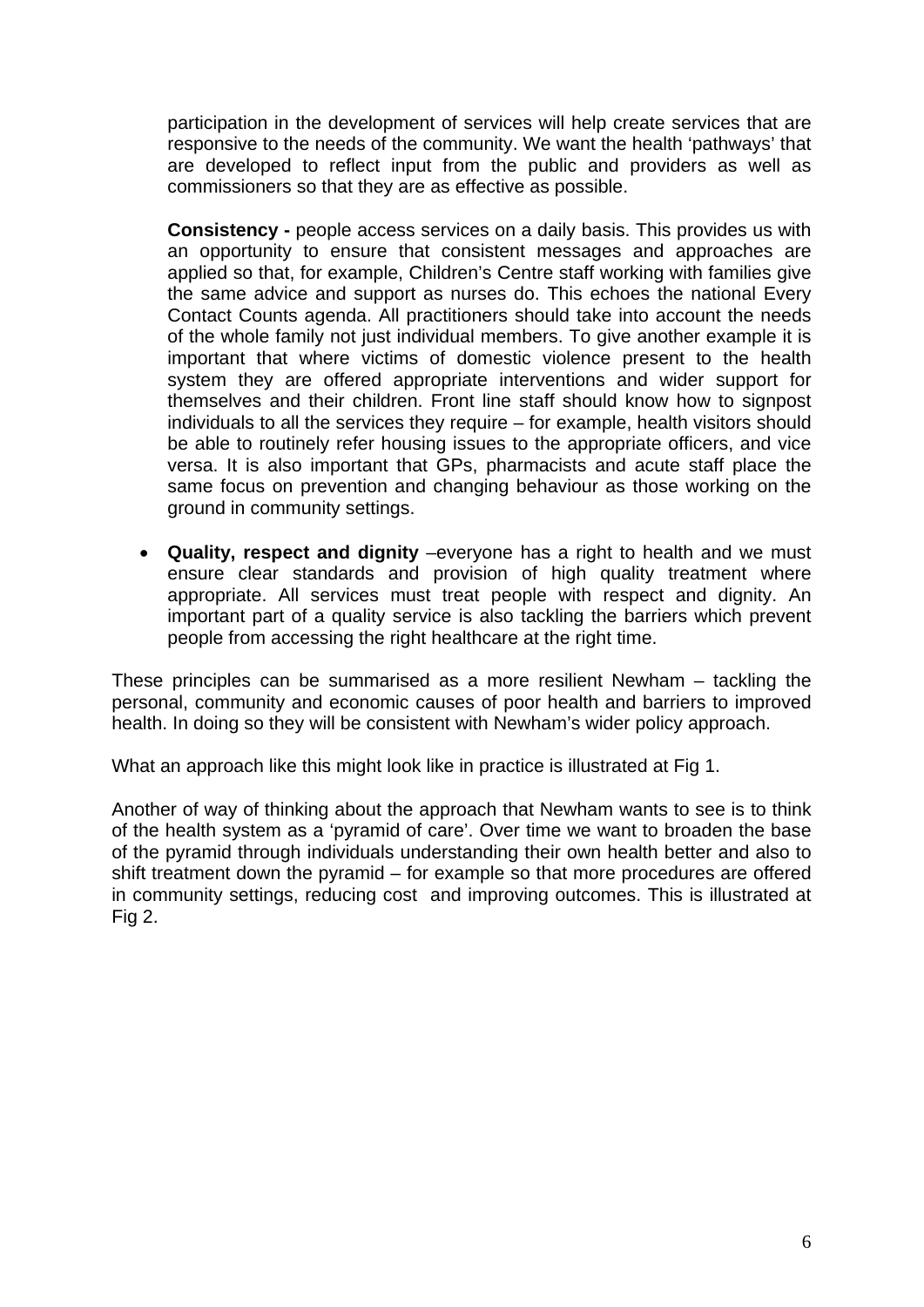participation in the development of services will help create services that are responsive to the needs of the community. We want the health 'pathways' that are developed to reflect input from the public and providers as well as commissioners so that they are as effective as possible.

**Consistency -** people access services on a daily basis. This provides us with an opportunity to ensure that consistent messages and approaches are applied so that, for example, Children's Centre staff working with families give the same advice and support as nurses do. This echoes the national Every Contact Counts agenda. All practitioners should take into account the needs of the whole family not just individual members. To give another example it is important that where victims of domestic violence present to the health system they are offered appropriate interventions and wider support for themselves and their children. Front line staff should know how to signpost individuals to all the services they require – for example, health visitors should be able to routinely refer housing issues to the appropriate officers, and vice versa. It is also important that GPs, pharmacists and acute staff place the same focus on prevention and changing behaviour as those working on the ground in community settings.

- **Quality, respect and dignity** –everyone has a right to health and we must ensure clear standards and provision of high quality treatment where appropriate. All services must treat people with respect and dignity. An important part of a quality service is also tackling the barriers which prevent people from accessing the right healthcare at the right time.

These principles can be summarised as a more resilient Newham – tackling the personal, community and economic causes of poor health and barriers to improved health. In doing so they will be consistent with Newham's wider policy approach.

What an approach like this might look like in practice is illustrated at Fig 1.

Another of way of thinking about the approach that Newham wants to see is to think of the health system as a 'pyramid of care'. Over time we want to broaden the base of the pyramid through individuals understanding their own health better and also to shift treatment down the pyramid – for example so that more procedures are offered in community settings, reducing cost and improving outcomes. This is illustrated at Fig 2.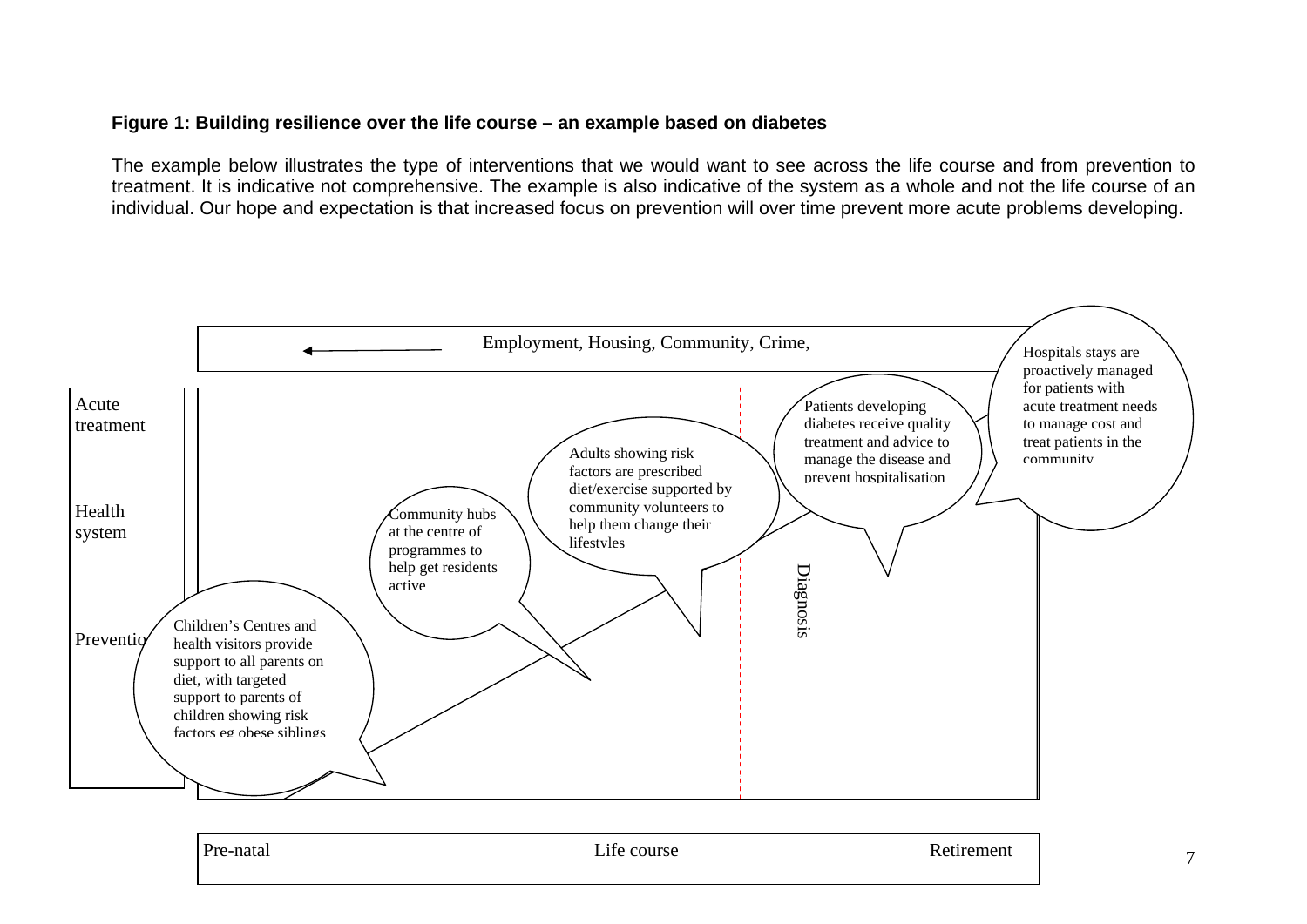**Figure 1: Building resilience over the life course – an example based on diabetes**

The example below illustrates the type of interventions that we would want to see across the life course and from prevention to treatment. It is indicative not comprehensive. The example is also indicative of the system as a whole and not the life course of an individual. Our hope and expectation is that increased focus on prevention will over time prevent more acute problems developing.

Employment, Housing, Community, Crime,

Acute treatment

Health system

Preventio

Children's Centres and health visitors provide support to all parents on diet, with targeted support to parents of children showing risk factors eg obese siblings

Community hubs at the centre of programmes to help get residents active

Adults showing risk factors are prescribed diet/exercise supported by community volunteers to help them change their lifestyles

Diagnosis

Patients developing diabetes receive quality treatment and advice to manage the disease and prevent hospitalisation

Hospitals stays are proactively managed for patients with acute treatment needs to manage cost and treat patients in the community

Pre-natal Life course Retirement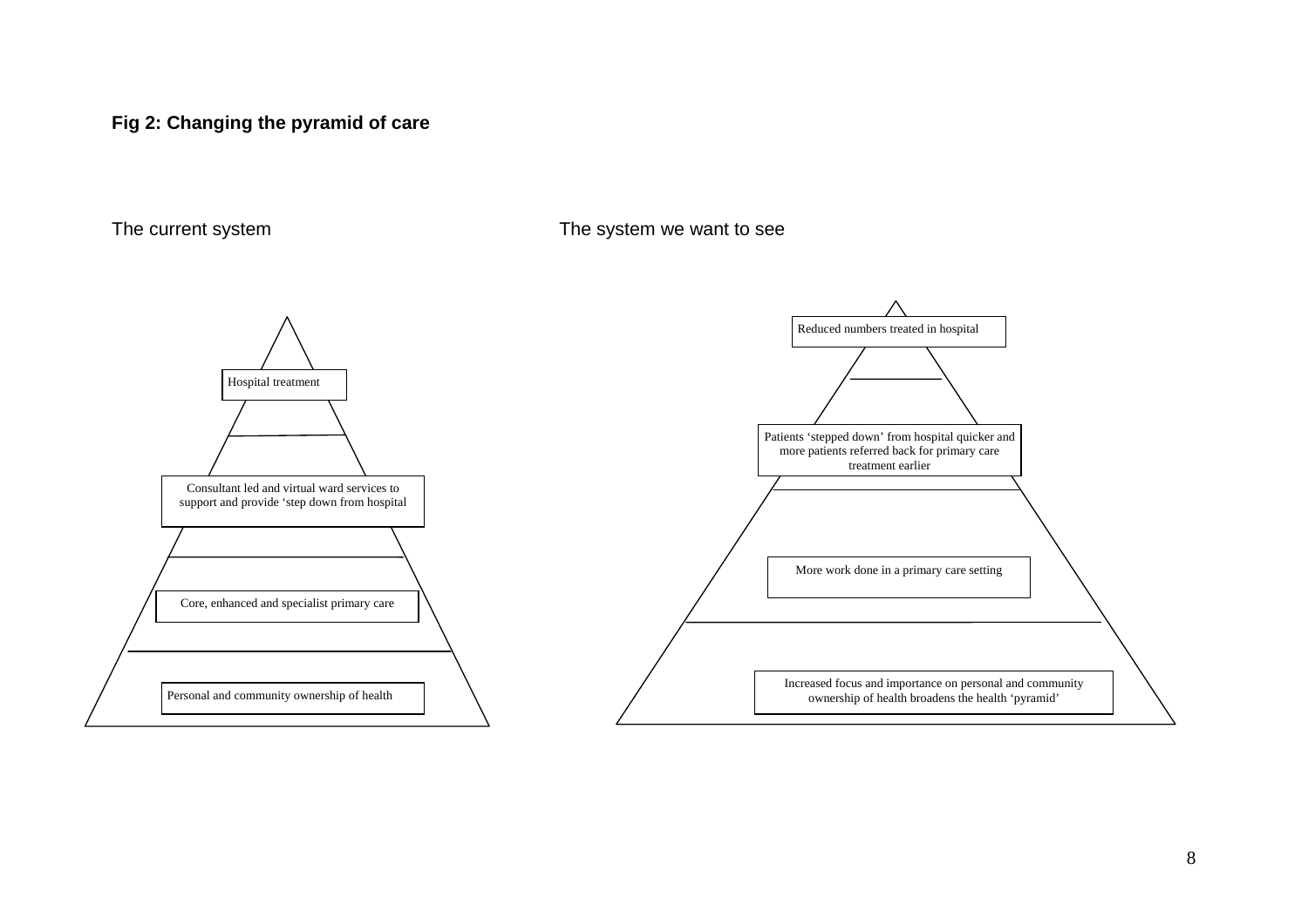**Fig 2: Changing the pyramid of care**

The current system

- Hospital treatment
- Consultant led and virtual ward services to support and provide 'step down from hospital
- Core, enhanced and specialist primary care
- Personal and community ownership of health

The system we want to see

- Reduced numbers treated in hospital
- Patients 'stepped down' from hospital quicker and more patients referred back for primary care treatment earlier
- More work done in a primary care setting
- Increased focus and importance on personal and community ownership of health broadens the health 'pyramid'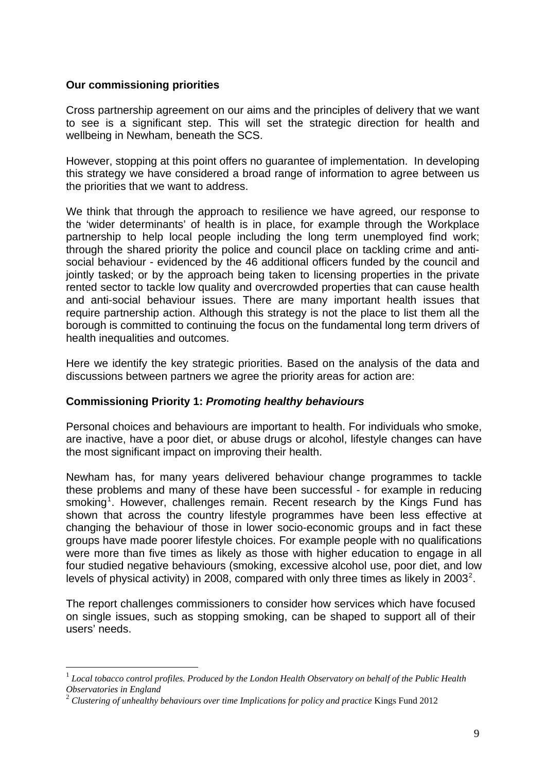**Our commissioning priorities**

Cross partnership agreement on our aims and the principles of delivery that we want to see is a significant step. This will set the strategic direction for health and wellbeing in Newham, beneath the SCS.

However, stopping at this point offers no guarantee of implementation. In developing this strategy we have considered a broad range of information to agree between us the priorities that we want to address.

We think that through the approach to resilience we have agreed, our response to the 'wider determinants' of health is in place, for example through the Workplace partnership to help local people including the long term unemployed find work; through the shared priority the police and council place on tackling crime and anti-social behaviour - evidenced by the 46 additional officers funded by the council and jointly tasked; or by the approach being taken to licensing properties in the private rented sector to tackle low quality and overcrowded properties that can cause health and anti-social behaviour issues. There are many important health issues that require partnership action. Although this strategy is not the place to list them all the borough is committed to continuing the focus on the fundamental long term drivers of health inequalities and outcomes.

Here we identify the key strategic priorities. Based on the analysis of the data and discussions between partners we agree the priority areas for action are:

**Commissioning Priority 1: *Promoting healthy behaviours***

Personal choices and behaviours are important to health. For individuals who smoke, are inactive, have a poor diet, or abuse drugs or alcohol, lifestyle changes can have the most significant impact on improving their health.

Newham has, for many years delivered behaviour change programmes to tackle these problems and many of these have been successful - for example in reducing smoking[1]. However, challenges remain. Recent research by the Kings Fund has shown that across the country lifestyle programmes have been less effective at changing the behaviour of those in lower socio-economic groups and in fact these groups have made poorer lifestyle choices. For example people with no qualifications were more than five times as likely as those with higher education to engage in all four studied negative behaviours (smoking, excessive alcohol use, poor diet, and low levels of physical activity) in 2008, compared with only three times as likely in 2003[2].

The report challenges commissioners to consider how services which have focused on single issues, such as stopping smoking, can be shaped to support all of their users' needs.

---

[1] *Local tobacco control profiles. Produced by the London Health Observatory on behalf of the Public Health Observatories in England*

[2] *Clustering of unhealthy behaviours over time Implications for policy and practice* Kings Fund 2012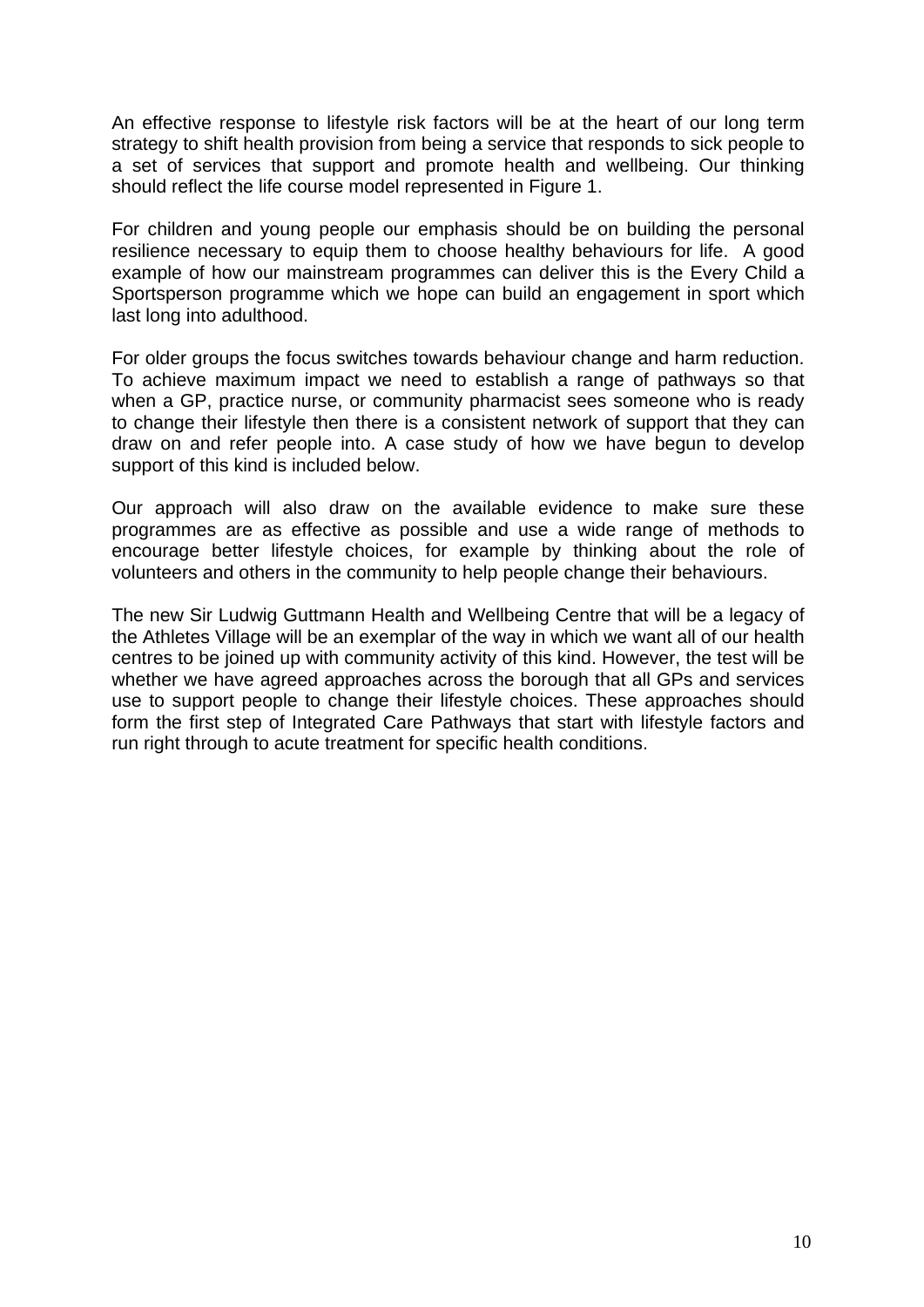An effective response to lifestyle risk factors will be at the heart of our long term strategy to shift health provision from being a service that responds to sick people to a set of services that support and promote health and wellbeing. Our thinking should reflect the life course model represented in Figure 1.

For children and young people our emphasis should be on building the personal resilience necessary to equip them to choose healthy behaviours for life. A good example of how our mainstream programmes can deliver this is the Every Child a Sportsperson programme which we hope can build an engagement in sport which last long into adulthood.

For older groups the focus switches towards behaviour change and harm reduction. To achieve maximum impact we need to establish a range of pathways so that when a GP, practice nurse, or community pharmacist sees someone who is ready to change their lifestyle then there is a consistent network of support that they can draw on and refer people into. A case study of how we have begun to develop support of this kind is included below.

Our approach will also draw on the available evidence to make sure these programmes are as effective as possible and use a wide range of methods to encourage better lifestyle choices, for example by thinking about the role of volunteers and others in the community to help people change their behaviours.

The new Sir Ludwig Guttmann Health and Wellbeing Centre that will be a legacy of the Athletes Village will be an exemplar of the way in which we want all of our health centres to be joined up with community activity of this kind. However, the test will be whether we have agreed approaches across the borough that all GPs and services use to support people to change their lifestyle choices. These approaches should form the first step of Integrated Care Pathways that start with lifestyle factors and run right through to acute treatment for specific health conditions.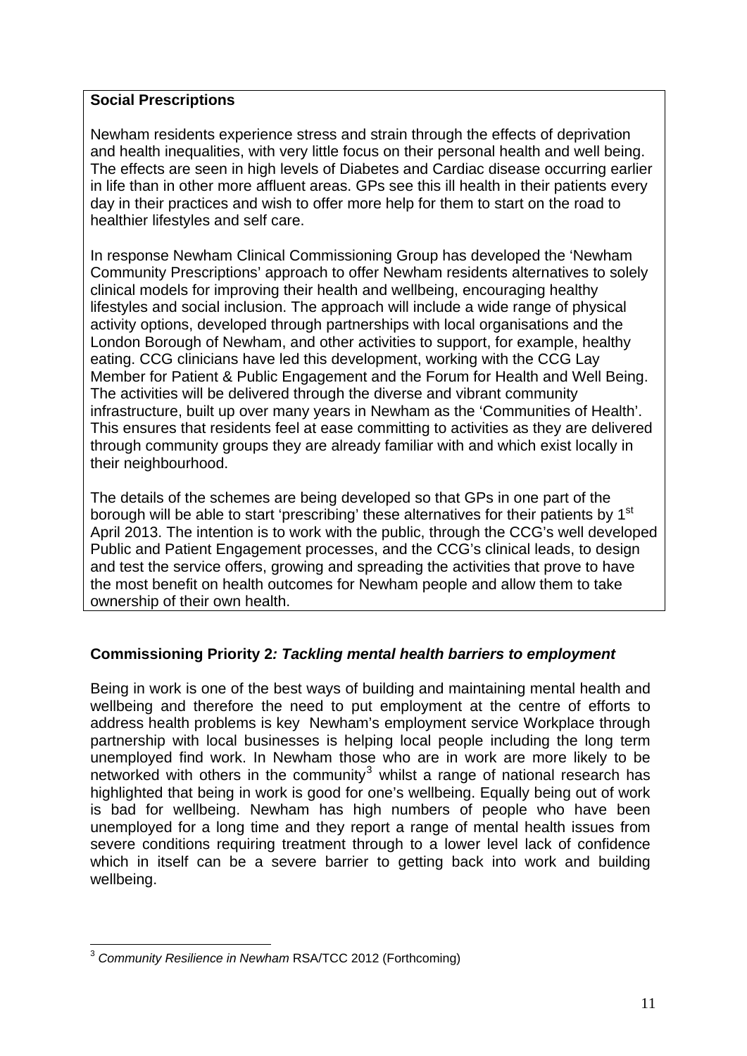**Social Prescriptions**

Newham residents experience stress and strain through the effects of deprivation and health inequalities, with very little focus on their personal health and well being. The effects are seen in high levels of Diabetes and Cardiac disease occurring earlier in life than in other more affluent areas. GPs see this ill health in their patients every day in their practices and wish to offer more help for them to start on the road to healthier lifestyles and self care.

In response Newham Clinical Commissioning Group has developed the 'Newham Community Prescriptions' approach to offer Newham residents alternatives to solely clinical models for improving their health and wellbeing, encouraging healthy lifestyles and social inclusion. The approach will include a wide range of physical activity options, developed through partnerships with local organisations and the London Borough of Newham, and other activities to support, for example, healthy eating. CCG clinicians have led this development, working with the CCG Lay Member for Patient & Public Engagement and the Forum for Health and Well Being. The activities will be delivered through the diverse and vibrant community infrastructure, built up over many years in Newham as the 'Communities of Health'. This ensures that residents feel at ease committing to activities as they are delivered through community groups they are already familiar with and which exist locally in their neighbourhood.

The details of the schemes are being developed so that GPs in one part of the borough will be able to start 'prescribing' these alternatives for their patients by 1st April 2013. The intention is to work with the public, through the CCG's well developed Public and Patient Engagement processes, and the CCG's clinical leads, to design and test the service offers, growing and spreading the activities that prove to have the most benefit on health outcomes for Newham people and allow them to take ownership of their own health.

### Commissioning Priority 2*: Tackling mental health barriers to employment*

Being in work is one of the best ways of building and maintaining mental health and wellbeing and therefore the need to put employment at the centre of efforts to address health problems is key Newham's employment service Workplace through partnership with local businesses is helping local people including the long term unemployed find work. In Newham those who are in work are more likely to be networked with others in the community[3] whilst a range of national research has highlighted that being in work is good for one's wellbeing. Equally being out of work is bad for wellbeing. Newham has high numbers of people who have been unemployed for a long time and they report a range of mental health issues from severe conditions requiring treatment through to a lower level lack of confidence which in itself can be a severe barrier to getting back into work and building wellbeing.

---

[3] *Community Resilience in Newham* RSA/TCC 2012 (Forthcoming)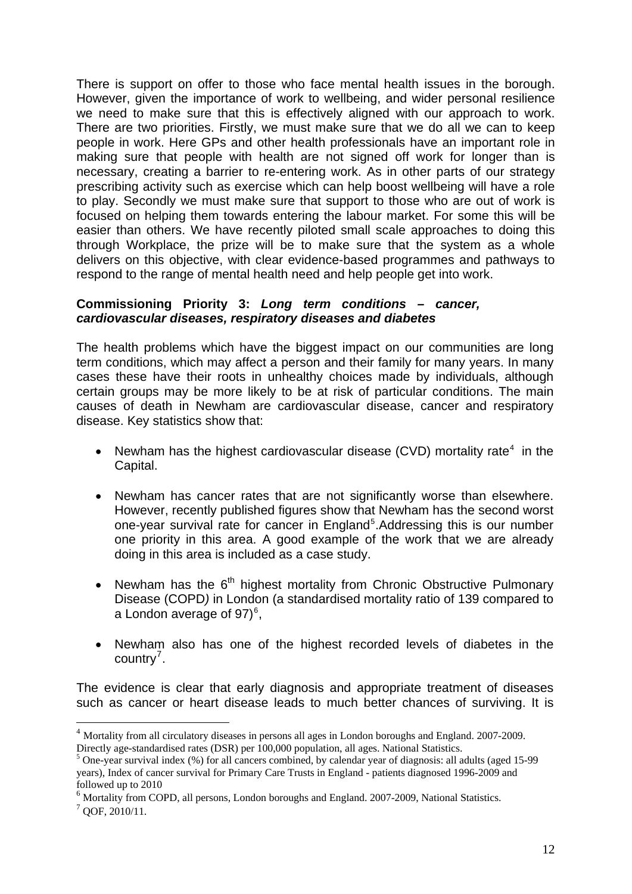There is support on offer to those who face mental health issues in the borough. However, given the importance of work to wellbeing, and wider personal resilience we need to make sure that this is effectively aligned with our approach to work. There are two priorities. Firstly, we must make sure that we do all we can to keep people in work. Here GPs and other health professionals have an important role in making sure that people with health are not signed off work for longer than is necessary, creating a barrier to re-entering work. As in other parts of our strategy prescribing activity such as exercise which can help boost wellbeing will have a role to play. Secondly we must make sure that support to those who are out of work is focused on helping them towards entering the labour market. For some this will be easier than others. We have recently piloted small scale approaches to doing this through Workplace, the prize will be to make sure that the system as a whole delivers on this objective, with clear evidence-based programmes and pathways to respond to the range of mental health need and help people get into work.

**Commissioning Priority 3:** ***Long term conditions – cancer, cardiovascular diseases, respiratory diseases and diabetes***

The health problems which have the biggest impact on our communities are long term conditions, which may affect a person and their family for many years. In many cases these have their roots in unhealthy choices made by individuals, although certain groups may be more likely to be at risk of particular conditions. The main causes of death in Newham are cardiovascular disease, cancer and respiratory disease. Key statistics show that:

- Newham has the highest cardiovascular disease (CVD) mortality rate[4] in the Capital.
- Newham has cancer rates that are not significantly worse than elsewhere. However, recently published figures show that Newham has the second worst one-year survival rate for cancer in England[5].Addressing this is our number one priority in this area. A good example of the work that we are already doing in this area is included as a case study.
- Newham has the 6th highest mortality from Chronic Obstructive Pulmonary Disease (COPD) in London (a standardised mortality ratio of 139 compared to a London average of 97)[6],
- Newham also has one of the highest recorded levels of diabetes in the country[7].

The evidence is clear that early diagnosis and appropriate treatment of diseases such as cancer or heart disease leads to much better chances of surviving. It is

---

[4] Mortality from all circulatory diseases in persons all ages in London boroughs and England. 2007-2009. Directly age-standardised rates (DSR) per 100,000 population, all ages. National Statistics.

[5] One-year survival index (%) for all cancers combined, by calendar year of diagnosis: all adults (aged 15-99 years), Index of cancer survival for Primary Care Trusts in England - patients diagnosed 1996-2009 and followed up to 2010

[6] Mortality from COPD, all persons, London boroughs and England. 2007-2009, National Statistics.

[7] QOF, 2010/11.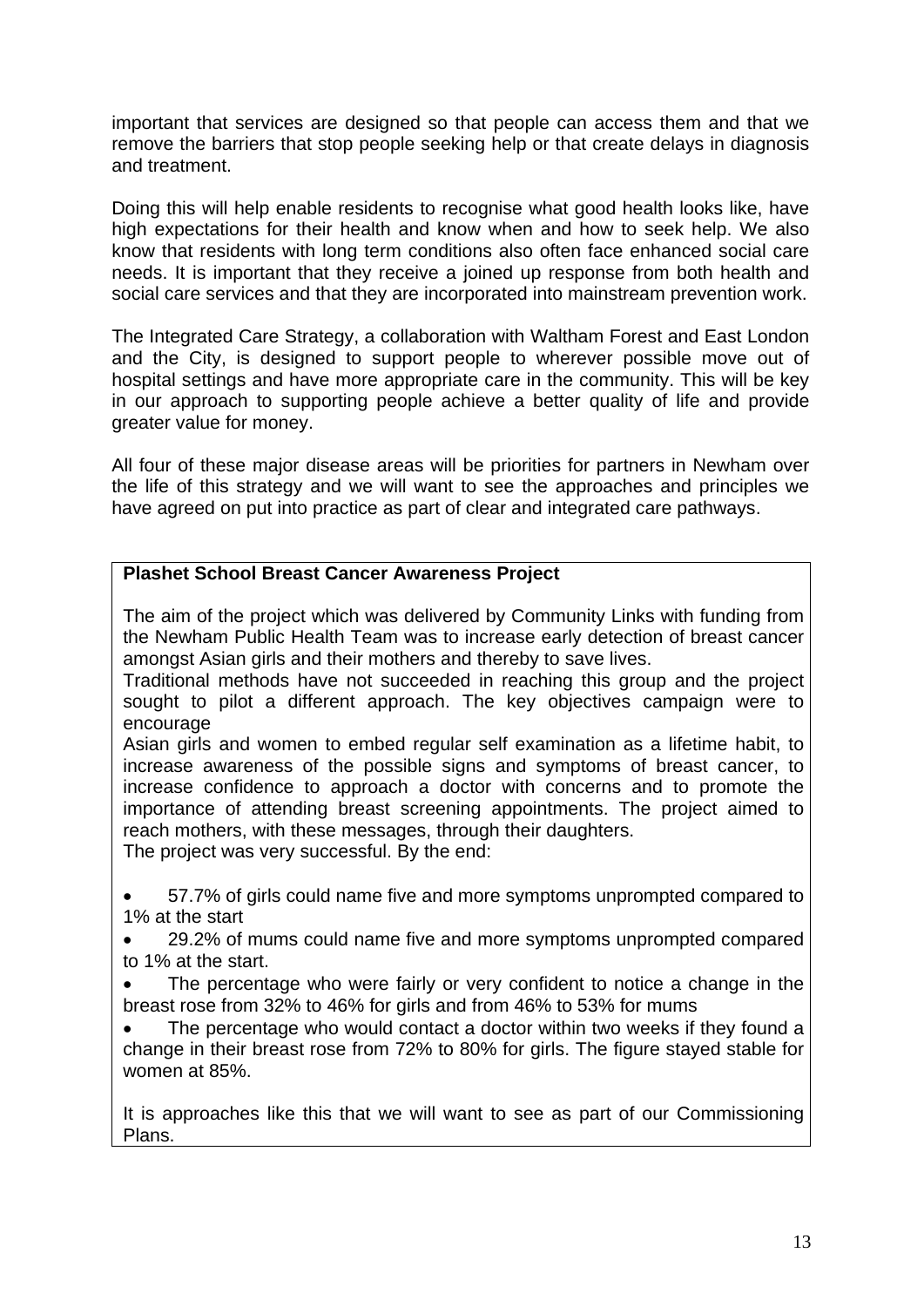important that services are designed so that people can access them and that we remove the barriers that stop people seeking help or that create delays in diagnosis and treatment.

Doing this will help enable residents to recognise what good health looks like, have high expectations for their health and know when and how to seek help. We also know that residents with long term conditions also often face enhanced social care needs. It is important that they receive a joined up response from both health and social care services and that they are incorporated into mainstream prevention work.

The Integrated Care Strategy, a collaboration with Waltham Forest and East London and the City, is designed to support people to wherever possible move out of hospital settings and have more appropriate care in the community. This will be key in our approach to supporting people achieve a better quality of life and provide greater value for money.

All four of these major disease areas will be priorities for partners in Newham over the life of this strategy and we will want to see the approaches and principles we have agreed on put into practice as part of clear and integrated care pathways.

**Plashet School Breast Cancer Awareness Project**

The aim of the project which was delivered by Community Links with funding from the Newham Public Health Team was to increase early detection of breast cancer amongst Asian girls and their mothers and thereby to save lives.

Traditional methods have not succeeded in reaching this group and the project sought to pilot a different approach. The key objectives campaign were to encourage

Asian girls and women to embed regular self examination as a lifetime habit, to increase awareness of the possible signs and symptoms of breast cancer, to increase confidence to approach a doctor with concerns and to promote the importance of attending breast screening appointments. The project aimed to reach mothers, with these messages, through their daughters.

The project was very successful. By the end:

- 57.7% of girls could name five and more symptoms unprompted compared to 1% at the start
- 29.2% of mums could name five and more symptoms unprompted compared to 1% at the start.
- The percentage who were fairly or very confident to notice a change in the breast rose from 32% to 46% for girls and from 46% to 53% for mums
- The percentage who would contact a doctor within two weeks if they found a change in their breast rose from 72% to 80% for girls. The figure stayed stable for women at 85%.

It is approaches like this that we will want to see as part of our Commissioning Plans.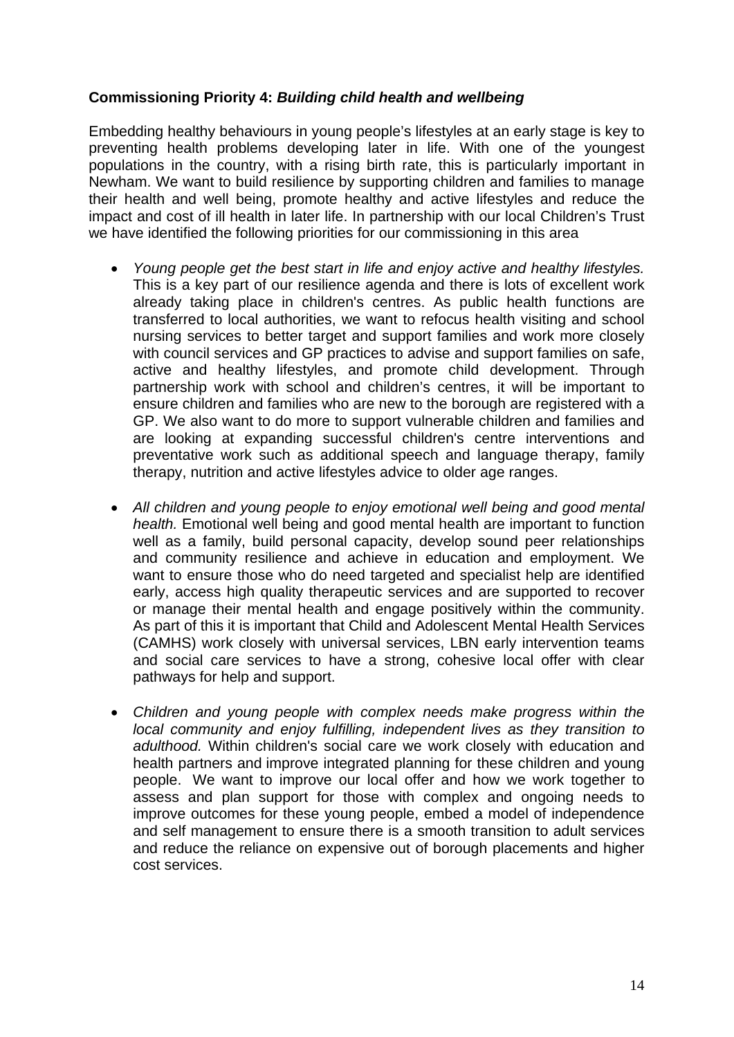**Commissioning Priority 4:** ***Building child health and wellbeing***

Embedding healthy behaviours in young people's lifestyles at an early stage is key to preventing health problems developing later in life. With one of the youngest populations in the country, with a rising birth rate, this is particularly important in Newham. We want to build resilience by supporting children and families to manage their health and well being, promote healthy and active lifestyles and reduce the impact and cost of ill health in later life. In partnership with our local Children's Trust we have identified the following priorities for our commissioning in this area

- *Young people get the best start in life and enjoy active and healthy lifestyles.* This is a key part of our resilience agenda and there is lots of excellent work already taking place in children's centres. As public health functions are transferred to local authorities, we want to refocus health visiting and school nursing services to better target and support families and work more closely with council services and GP practices to advise and support families on safe, active and healthy lifestyles, and promote child development. Through partnership work with school and children's centres, it will be important to ensure children and families who are new to the borough are registered with a GP. We also want to do more to support vulnerable children and families and are looking at expanding successful children's centre interventions and preventative work such as additional speech and language therapy, family therapy, nutrition and active lifestyles advice to older age ranges.

- *All children and young people to enjoy emotional well being and good mental health.* Emotional well being and good mental health are important to function well as a family, build personal capacity, develop sound peer relationships and community resilience and achieve in education and employment. We want to ensure those who do need targeted and specialist help are identified early, access high quality therapeutic services and are supported to recover or manage their mental health and engage positively within the community. As part of this it is important that Child and Adolescent Mental Health Services (CAMHS) work closely with universal services, LBN early intervention teams and social care services to have a strong, cohesive local offer with clear pathways for help and support.

- *Children and young people with complex needs make progress within the local community and enjoy fulfilling, independent lives as they transition to adulthood.* Within children's social care we work closely with education and health partners and improve integrated planning for these children and young people. We want to improve our local offer and how we work together to assess and plan support for those with complex and ongoing needs to improve outcomes for these young people, embed a model of independence and self management to ensure there is a smooth transition to adult services and reduce the reliance on expensive out of borough placements and higher cost services.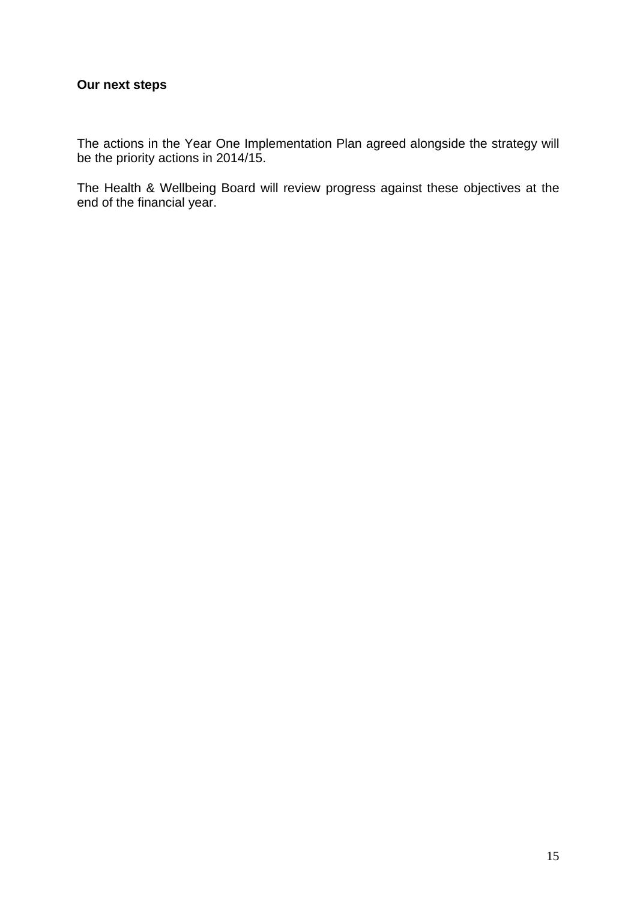**Our next steps**

The actions in the Year One Implementation Plan agreed alongside the strategy will be the priority actions in 2014/15.

The Health & Wellbeing Board will review progress against these objectives at the end of the financial year.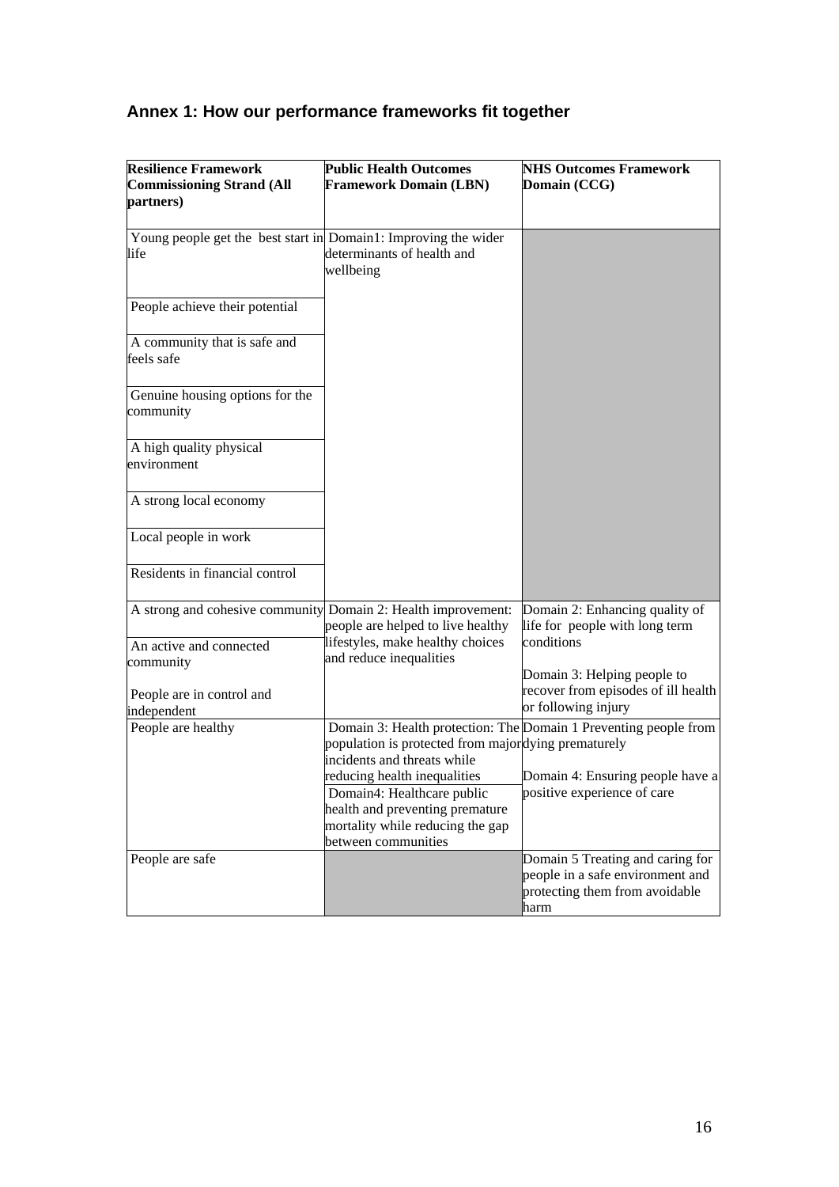## Annex 1: How our performance frameworks fit together

| Resilience Framework Commissioning Strand (All partners) | Public Health Outcomes Framework Domain (LBN) | NHS Outcomes Framework Domain (CCG) |
|---|---|---|
| Young people get the best start in life | Domain1: Improving the wider determinants of health and wellbeing | |
| People achieve their potential | | |
| A community that is safe and feels safe | | |
| Genuine housing options for the community | | |
| A high quality physical environment | | |
| A strong local economy | | |
| Local people in work | | |
| Residents in financial control | | |
| A strong and cohesive community | Domain 2: Health improvement: people are helped to live healthy lifestyles, make healthy choices and reduce inequalities | Domain 2: Enhancing quality of life for people with long term conditions<br><br>Domain 3: Helping people to recover from episodes of ill health or following injury |
| An active and connected community | | |
| People are in control and independent | | |
| People are healthy | Domain 3: Health protection: The population is protected from major incidents and threats while reducing health inequalities<br><br>Domain4: Healthcare public health and preventing premature mortality while reducing the gap between communities | Domain 1 Preventing people from dying prematurely<br><br>Domain 4: Ensuring people have a positive experience of care |
| People are safe | | Domain 5 Treating and caring for people in a safe environment and protecting them from avoidable harm |